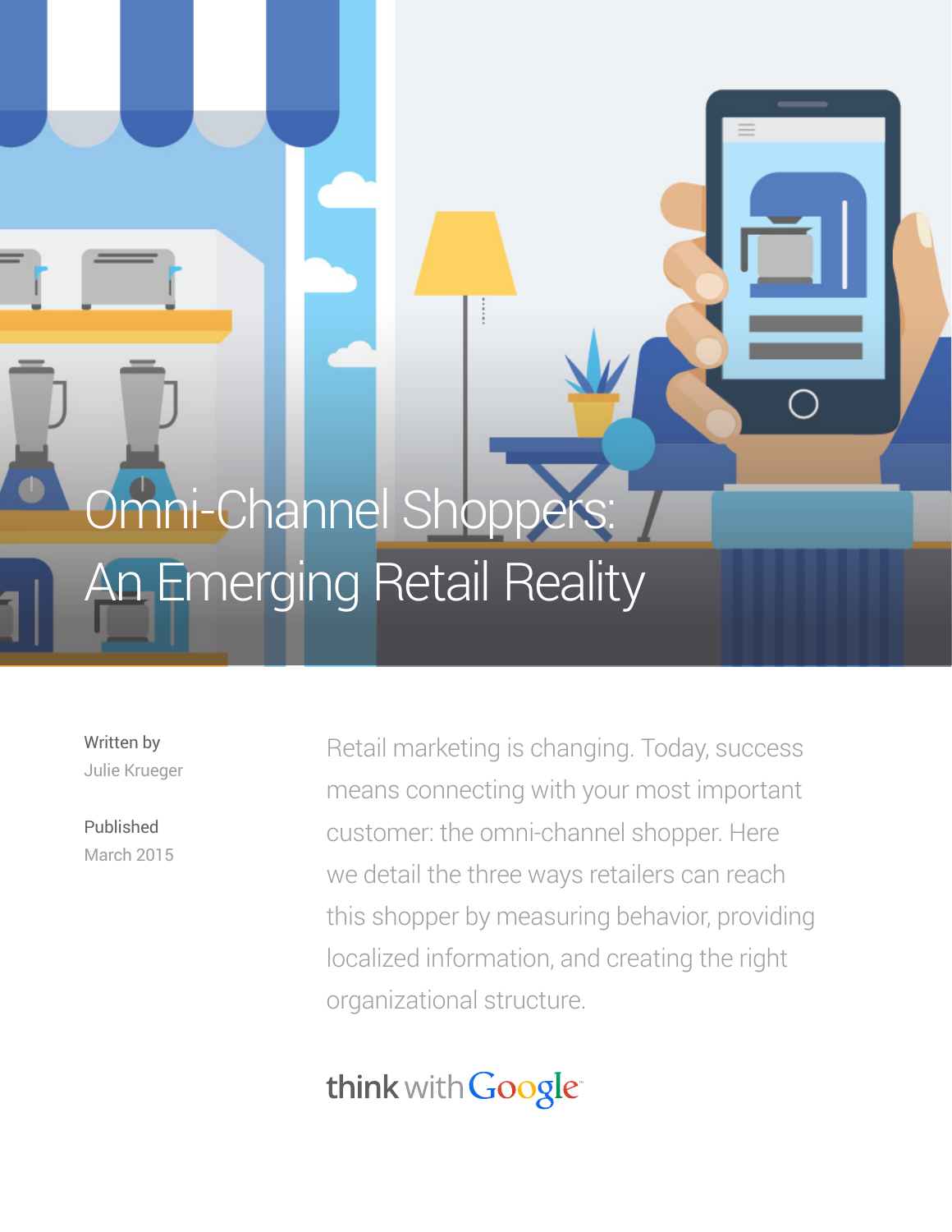# Omni-Channel Shoppers: An Emerging Retail Reality

Written by
Julie Krueger

Published
March 2015

Retail marketing is changing. Today, success means connecting with your most important customer: the omni-channel shopper. Here we detail the three ways retailers can reach this shopper by measuring behavior, providing localized information, and creating the right organizational structure.

think with Google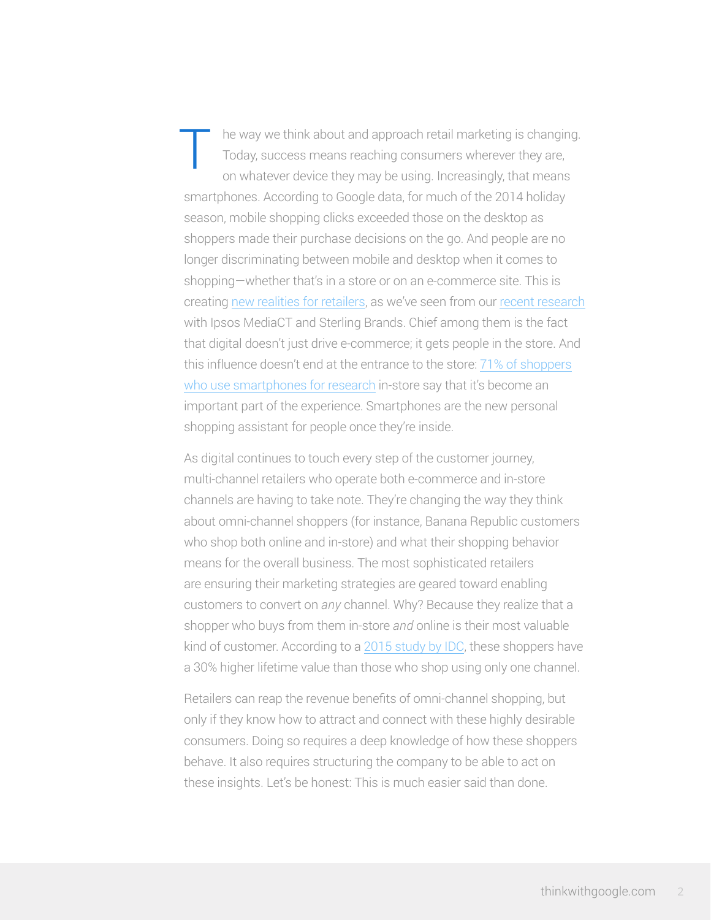The way we think about and approach retail marketing is changing. Today, success means reaching consumers wherever they are, on whatever device they may be using. Increasingly, that means smartphones. According to Google data, for much of the 2014 holiday season, mobile shopping clicks exceeded those on the desktop as shoppers made their purchase decisions on the go. And people are no longer discriminating between mobile and desktop when it comes to shopping—whether that's in a store or on an e-commerce site. This is creating new realities for retailers, as we've seen from our recent research with Ipsos MediaCT and Sterling Brands. Chief among them is the fact that digital doesn't just drive e-commerce; it gets people in the store. And this influence doesn't end at the entrance to the store: 71% of shoppers who use smartphones for research in-store say that it's become an important part of the experience. Smartphones are the new personal shopping assistant for people once they're inside.

As digital continues to touch every step of the customer journey, multi-channel retailers who operate both e-commerce and in-store channels are having to take note. They're changing the way they think about omni-channel shoppers (for instance, Banana Republic customers who shop both online and in-store) and what their shopping behavior means for the overall business. The most sophisticated retailers are ensuring their marketing strategies are geared toward enabling customers to convert on *any* channel. Why? Because they realize that a shopper who buys from them in-store *and* online is their most valuable kind of customer. According to a 2015 study by IDC, these shoppers have a 30% higher lifetime value than those who shop using only one channel.

Retailers can reap the revenue benefits of omni-channel shopping, but only if they know how to attract and connect with these highly desirable consumers. Doing so requires a deep knowledge of how these shoppers behave. It also requires structuring the company to be able to act on these insights. Let's be honest: This is much easier said than done.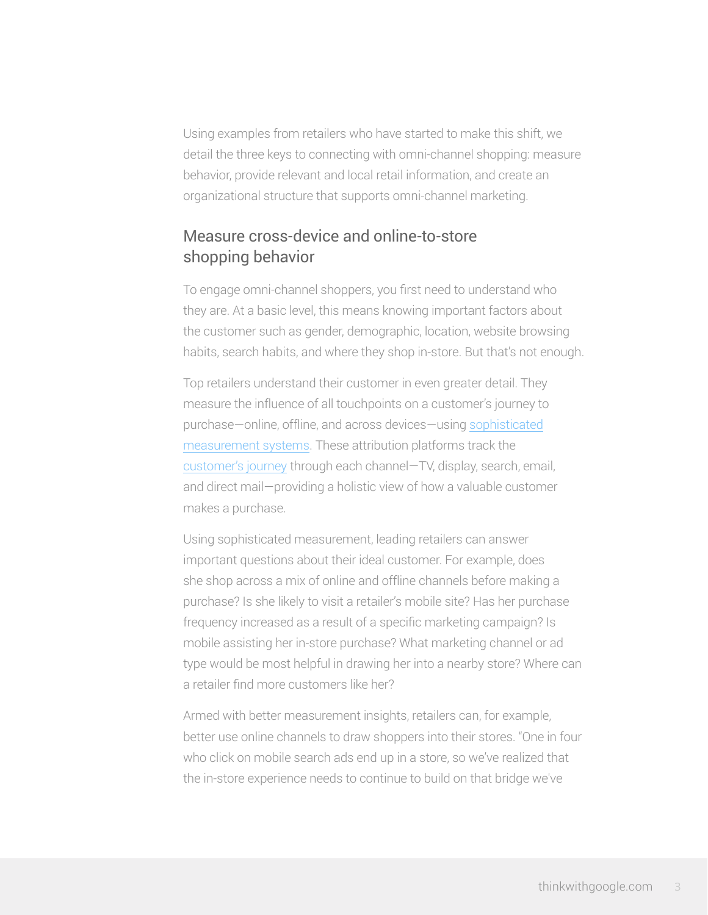Using examples from retailers who have started to make this shift, we detail the three keys to connecting with omni-channel shopping: measure behavior, provide relevant and local retail information, and create an organizational structure that supports omni-channel marketing.

## Measure cross-device and online-to-store shopping behavior

To engage omni-channel shoppers, you first need to understand who they are. At a basic level, this means knowing important factors about the customer such as gender, demographic, location, website browsing habits, search habits, and where they shop in-store. But that's not enough.

Top retailers understand their customer in even greater detail. They measure the influence of all touchpoints on a customer's journey to purchase—online, offline, and across devices—using sophisticated measurement systems. These attribution platforms track the customer's journey through each channel—TV, display, search, email, and direct mail—providing a holistic view of how a valuable customer makes a purchase.

Using sophisticated measurement, leading retailers can answer important questions about their ideal customer. For example, does she shop across a mix of online and offline channels before making a purchase? Is she likely to visit a retailer's mobile site? Has her purchase frequency increased as a result of a specific marketing campaign? Is mobile assisting her in-store purchase? What marketing channel or ad type would be most helpful in drawing her into a nearby store? Where can a retailer find more customers like her?

Armed with better measurement insights, retailers can, for example, better use online channels to draw shoppers into their stores. "One in four who click on mobile search ads end up in a store, so we've realized that the in-store experience needs to continue to build on that bridge we've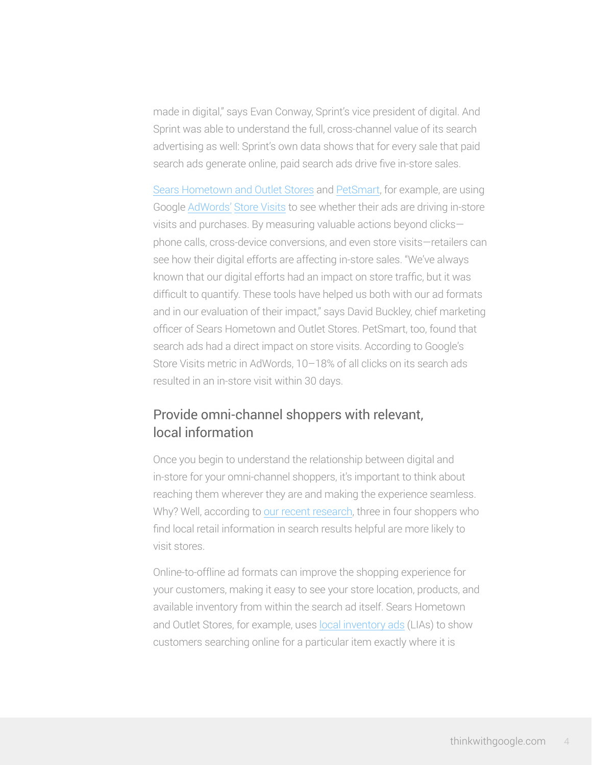made in digital," says Evan Conway, Sprint's vice president of digital. And Sprint was able to understand the full, cross-channel value of its search advertising as well: Sprint's own data shows that for every sale that paid search ads generate online, paid search ads drive five in-store sales.

Sears Hometown and Outlet Stores and PetSmart, for example, are using Google AdWords' Store Visits to see whether their ads are driving in-store visits and purchases. By measuring valuable actions beyond clicks—phone calls, cross-device conversions, and even store visits—retailers can see how their digital efforts are affecting in-store sales. "We've always known that our digital efforts had an impact on store traffic, but it was difficult to quantify. These tools have helped us both with our ad formats and in our evaluation of their impact," says David Buckley, chief marketing officer of Sears Hometown and Outlet Stores. PetSmart, too, found that search ads had a direct impact on store visits. According to Google's Store Visits metric in AdWords, 10–18% of all clicks on its search ads resulted in an in-store visit within 30 days.

## Provide omni-channel shoppers with relevant, local information

Once you begin to understand the relationship between digital and in-store for your omni-channel shoppers, it's important to think about reaching them wherever they are and making the experience seamless. Why? Well, according to our recent research, three in four shoppers who find local retail information in search results helpful are more likely to visit stores.

Online-to-offline ad formats can improve the shopping experience for your customers, making it easy to see your store location, products, and available inventory from within the search ad itself. Sears Hometown and Outlet Stores, for example, uses local inventory ads (LIAs) to show customers searching online for a particular item exactly where it is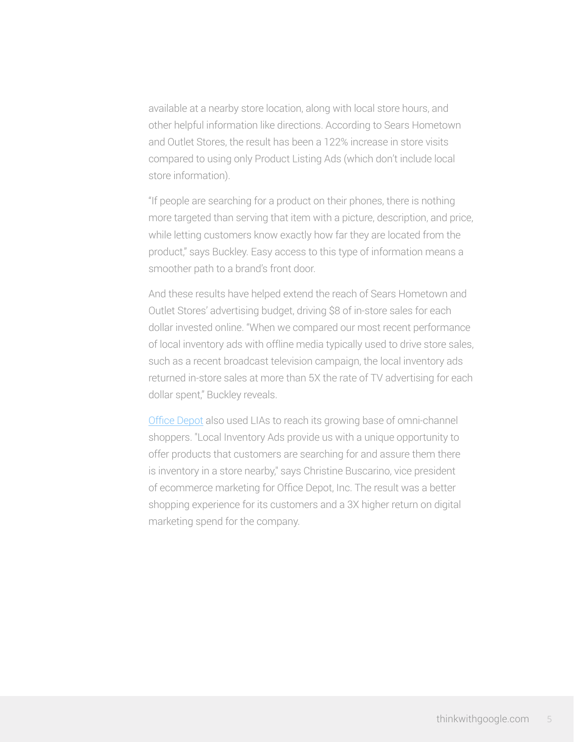available at a nearby store location, along with local store hours, and other helpful information like directions. According to Sears Hometown and Outlet Stores, the result has been a 122% increase in store visits compared to using only Product Listing Ads (which don't include local store information).

"If people are searching for a product on their phones, there is nothing more targeted than serving that item with a picture, description, and price, while letting customers know exactly how far they are located from the product," says Buckley. Easy access to this type of information means a smoother path to a brand's front door.

And these results have helped extend the reach of Sears Hometown and Outlet Stores' advertising budget, driving $8 of in-store sales for each dollar invested online. "When we compared our most recent performance of local inventory ads with offline media typically used to drive store sales, such as a recent broadcast television campaign, the local inventory ads returned in-store sales at more than 5X the rate of TV advertising for each dollar spent," Buckley reveals.

Office Depot also used LIAs to reach its growing base of omni-channel shoppers. "Local Inventory Ads provide us with a unique opportunity to offer products that customers are searching for and assure them there is inventory in a store nearby," says Christine Buscarino, vice president of ecommerce marketing for Office Depot, Inc. The result was a better shopping experience for its customers and a 3X higher return on digital marketing spend for the company.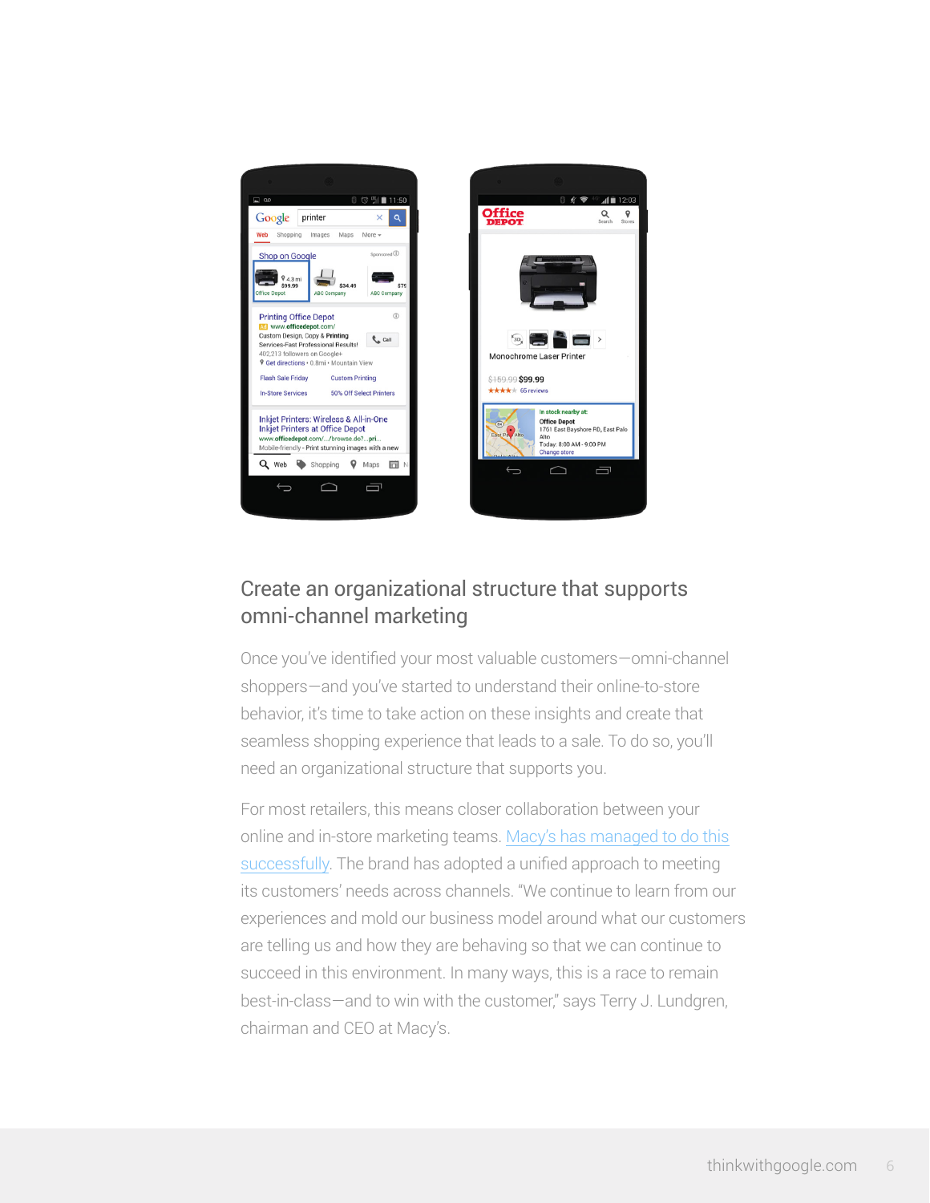## Create an organizational structure that supports omni-channel marketing

Once you've identified your most valuable customers—omni-channel shoppers—and you've started to understand their online-to-store behavior, it's time to take action on these insights and create that seamless shopping experience that leads to a sale. To do so, you'll need an organizational structure that supports you.

For most retailers, this means closer collaboration between your online and in-store marketing teams. Macy's has managed to do this successfully. The brand has adopted a unified approach to meeting its customers' needs across channels. "We continue to learn from our experiences and mold our business model around what our customers are telling us and how they are behaving so that we can continue to succeed in this environment. In many ways, this is a race to remain best-in-class—and to win with the customer," says Terry J. Lundgren, chairman and CEO at Macy's.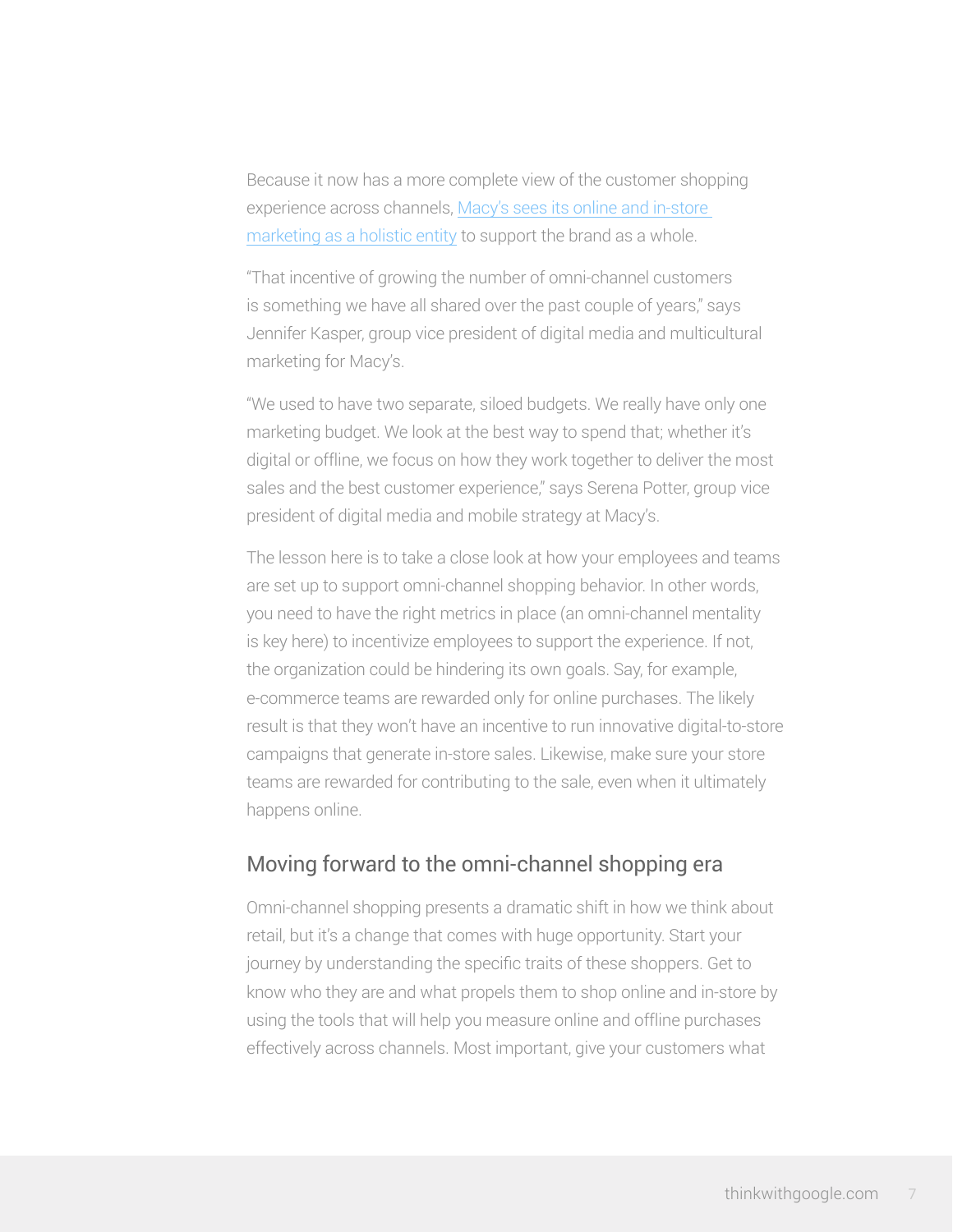Because it now has a more complete view of the customer shopping experience across channels, [Macy's sees its online and in-store marketing as a holistic entity]() to support the brand as a whole.

"That incentive of growing the number of omni-channel customers is something we have all shared over the past couple of years," says Jennifer Kasper, group vice president of digital media and multicultural marketing for Macy's.

"We used to have two separate, siloed budgets. We really have only one marketing budget. We look at the best way to spend that; whether it's digital or offline, we focus on how they work together to deliver the most sales and the best customer experience," says Serena Potter, group vice president of digital media and mobile strategy at Macy's.

The lesson here is to take a close look at how your employees and teams are set up to support omni-channel shopping behavior. In other words, you need to have the right metrics in place (an omni-channel mentality is key here) to incentivize employees to support the experience. If not, the organization could be hindering its own goals. Say, for example, e-commerce teams are rewarded only for online purchases. The likely result is that they won't have an incentive to run innovative digital-to-store campaigns that generate in-store sales. Likewise, make sure your store teams are rewarded for contributing to the sale, even when it ultimately happens online.

## Moving forward to the omni-channel shopping era

Omni-channel shopping presents a dramatic shift in how we think about retail, but it's a change that comes with huge opportunity. Start your journey by understanding the specific traits of these shoppers. Get to know who they are and what propels them to shop online and in-store by using the tools that will help you measure online and offline purchases effectively across channels. Most important, give your customers what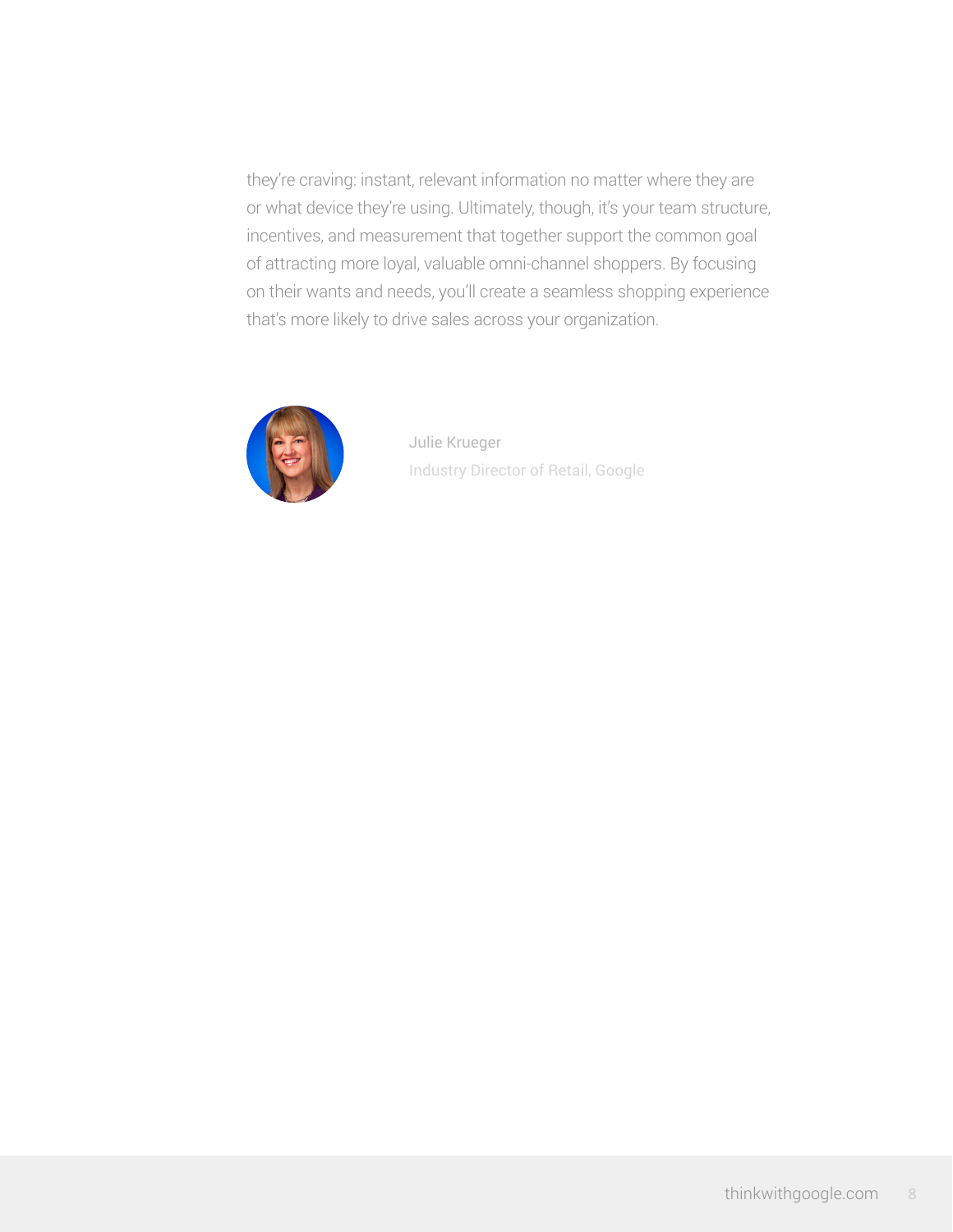they're craving: instant, relevant information no matter where they are or what device they're using. Ultimately, though, it's your team structure, incentives, and measurement that together support the common goal of attracting more loyal, valuable omni-channel shoppers. By focusing on their wants and needs, you'll create a seamless shopping experience that's more likely to drive sales across your organization.

Julie Krueger
Industry Director of Retail, Google